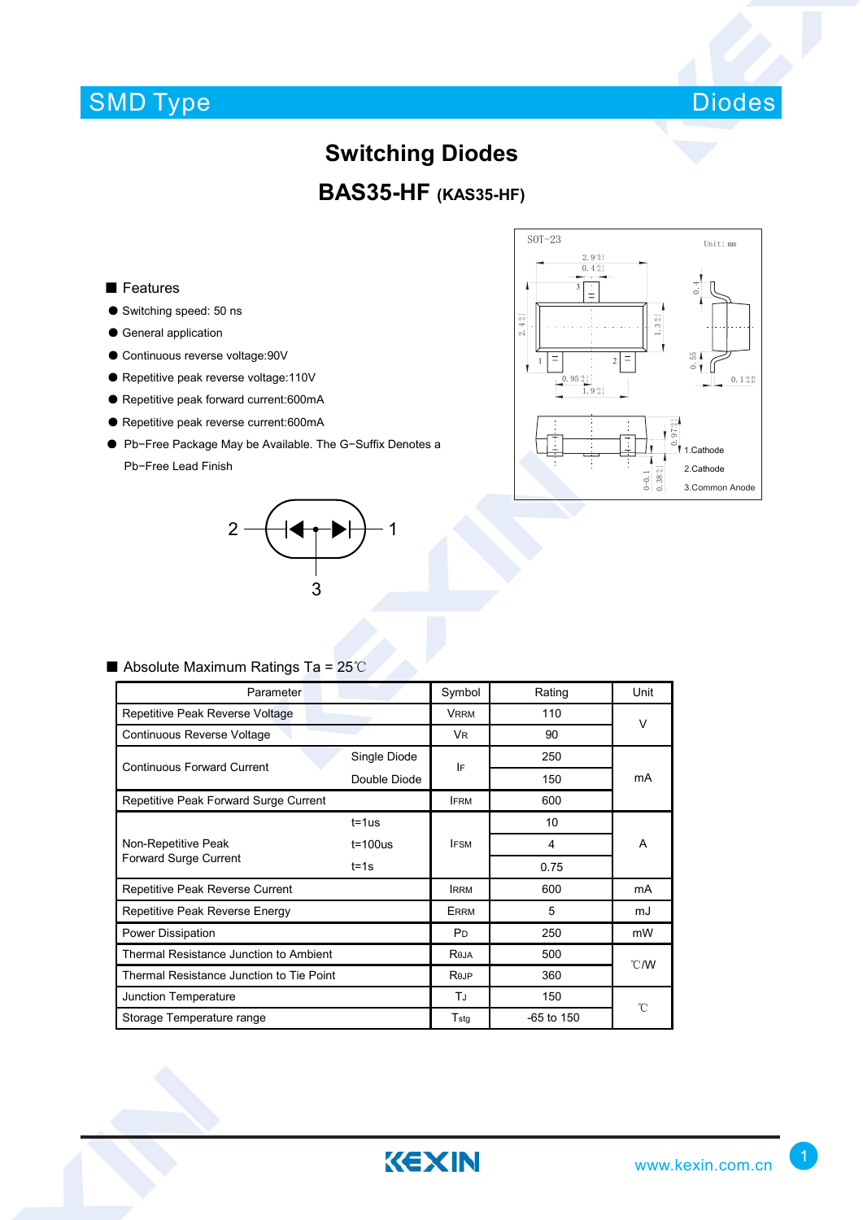SMD Type | Diodes

# Switching Diodes

## BAS35-HF (KAS35-HF)

SOT-23

Unit: mm

1.Cathode

2.Cathode

3.Common Anode

■ Features

- Switching speed: 50 ns
- General application
- Continuous reverse voltage:90V
- Repetitive peak reverse voltage:110V
- Repetitive peak forward current:600mA
- Repetitive peak reverse current:600mA
- Pb−Free Package May be Available. The G−Suffix Denotes a Pb−Free Lead Finish

■ Absolute Maximum Ratings Ta = 25℃

| Parameter | | Symbol | Rating | Unit |
|---|---|---|---|---|
| Repetitive Peak Reverse Voltage | | $V_{RRM}$ | 110 | V |
| Continuous Reverse Voltage | | $V_R$ | 90 | V |
| Continuous Forward Current | Single Diode | $I_F$ | 250 | mA |
| | Double Diode | | 150 | mA |
| Repetitive Peak Forward Surge Current | | $I_{FRM}$ | 600 | mA |
| Non-Repetitive Peak Forward Surge Current | t=1us | $I_{FSM}$ | 10 | A |
| | t=100us | | 4 | A |
| | t=1s | | 0.75 | A |
| Repetitive Peak Reverse Current | | $I_{RRM}$ | 600 | mA |
| Repetitive Peak Reverse Energy | | $E_{RRM}$ | 5 | mJ |
| Power Dissipation | | $P_D$ | 250 | mW |
| Thermal Resistance Junction to Ambient | | $R_{\theta JA}$ | 500 | ℃/W |
| Thermal Resistance Junction to Tie Point | | $R_{\theta JP}$ | 360 | ℃/W |
| Junction Temperature | | $T_J$ | 150 | ℃ |
| Storage Temperature range | | $T_{stg}$ | -65 to 150 | ℃ |

www.kexin.com.cn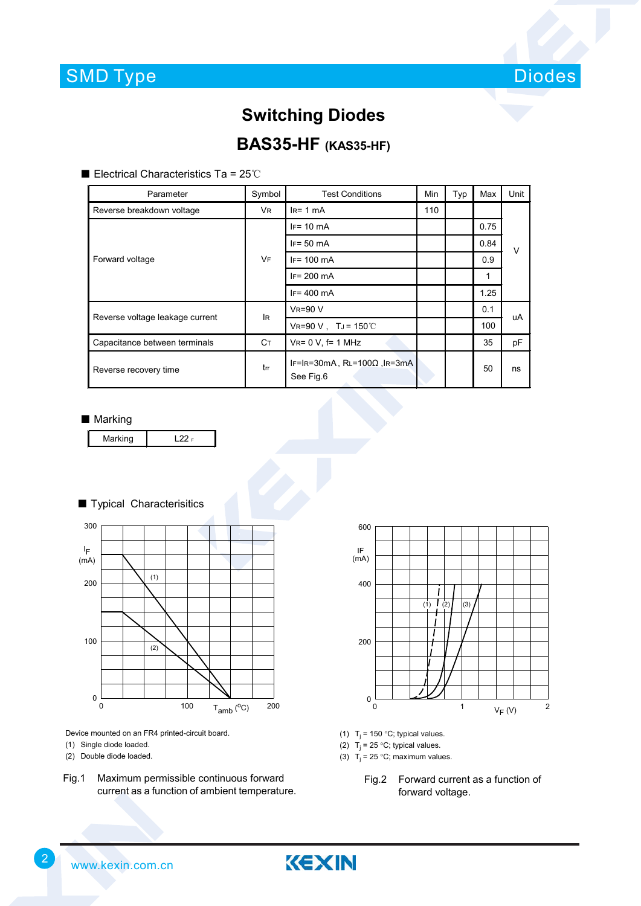# Switching Diodes

## BAS35-HF (KAS35-HF)

### ■ Electrical Characteristics Ta = 25℃

| Parameter | Symbol | Test Conditions | Min | Typ | Max | Unit |
|---|---|---|---|---|---|---|
| Reverse breakdown voltage | $V_R$ | $I_R$= 1 mA | 110 | | | V |
| Forward voltage | $V_F$ | $I_F$= 10 mA | | | 0.75 | |
| | | $I_F$= 50 mA | | | 0.84 | |
| | | $I_F$= 100 mA | | | 0.9 | |
| | | $I_F$= 200 mA | | | 1 | |
| | | $I_F$= 400 mA | | | 1.25 | |
| Reverse voltage leakage current | $I_R$ | $V_R$=90 V | | | 0.1 | uA |
| | | $V_R$=90 V , $T_J$ = 150℃ | | | 100 | |
| Capacitance between terminals | $C_T$ | $V_R$= 0 V, f= 1 MHz | | | 35 | pF |
| Reverse recovery time | $t_{rr}$ | $I_F$=$I_R$=30mA , $R_L$=100Ω ,$I_R$=3mA See Fig.6 | | | 50 | ns |

### ■ Marking

| Marking | L22 F |
|---|---|

### ■ Typical Characterisitics

Device mounted on an FR4 printed-circuit board.

(1) Single diode loaded.

(2) Double diode loaded.

Fig.1 Maximum permissible continuous forward current as a function of ambient temperature.

(1) $T_j$ = 150 °C; typical values.

(2) $T_j$ = 25 °C; typical values.

(3) $T_j$ = 25 °C; maximum values.

Fig.2 Forward current as a function of forward voltage.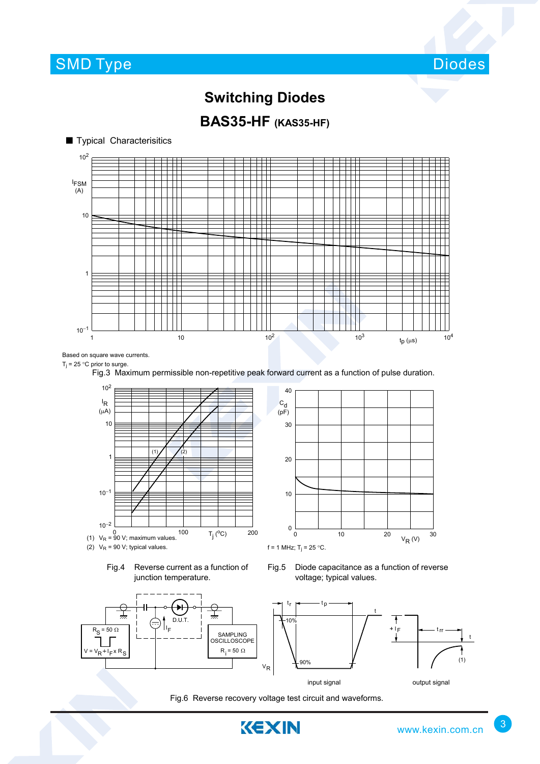# Switching Diodes

## BAS35-HF (KAS35-HF)

■ Typical Characterisitics

$10^2$

$I_{FSM}$ (A)

10

1

$10^{-1}$

1 10 $10^2$ $10^3$ $t_p$ (μs) $10^4$

Based on square wave currents.

$T_j$ = 25 °C prior to surge.

Fig.3 Maximum permissible non-repetitive peak forward current as a function of pulse duration.

$10^2$

$I_R$ (μA)

10

1

$10^{-1}$

$10^{-2}$

0 100 $T_j$ (°C) 200

(1) (2)

(1) $V_R$ = 90 V; maximum values.

(2) $V_R$ = 90 V; typical values.

Fig.4 Reverse current as a function of junction temperature.

40

$C_d$ (pF)

30

20

10

0

0 10 20 $V_R$ (V) 30

f = 1 MHz; $T_j$ = 25 °C.

Fig.5 Diode capacitance as a function of reverse voltage; typical values.

$R_S$ = 50 Ω

V = $V_R$ + $I_F$ x $R_S$

D.U.T.

$I_F$

SAMPLING OSCILLOSCOPE

$R_i$ = 50 Ω

$t_r$ $t_p$ t

10%

90%

$V_R$

input signal

+ $I_F$

$t_{rr}$

t

(1)

output signal

Fig.6 Reverse recovery voltage test circuit and waveforms.